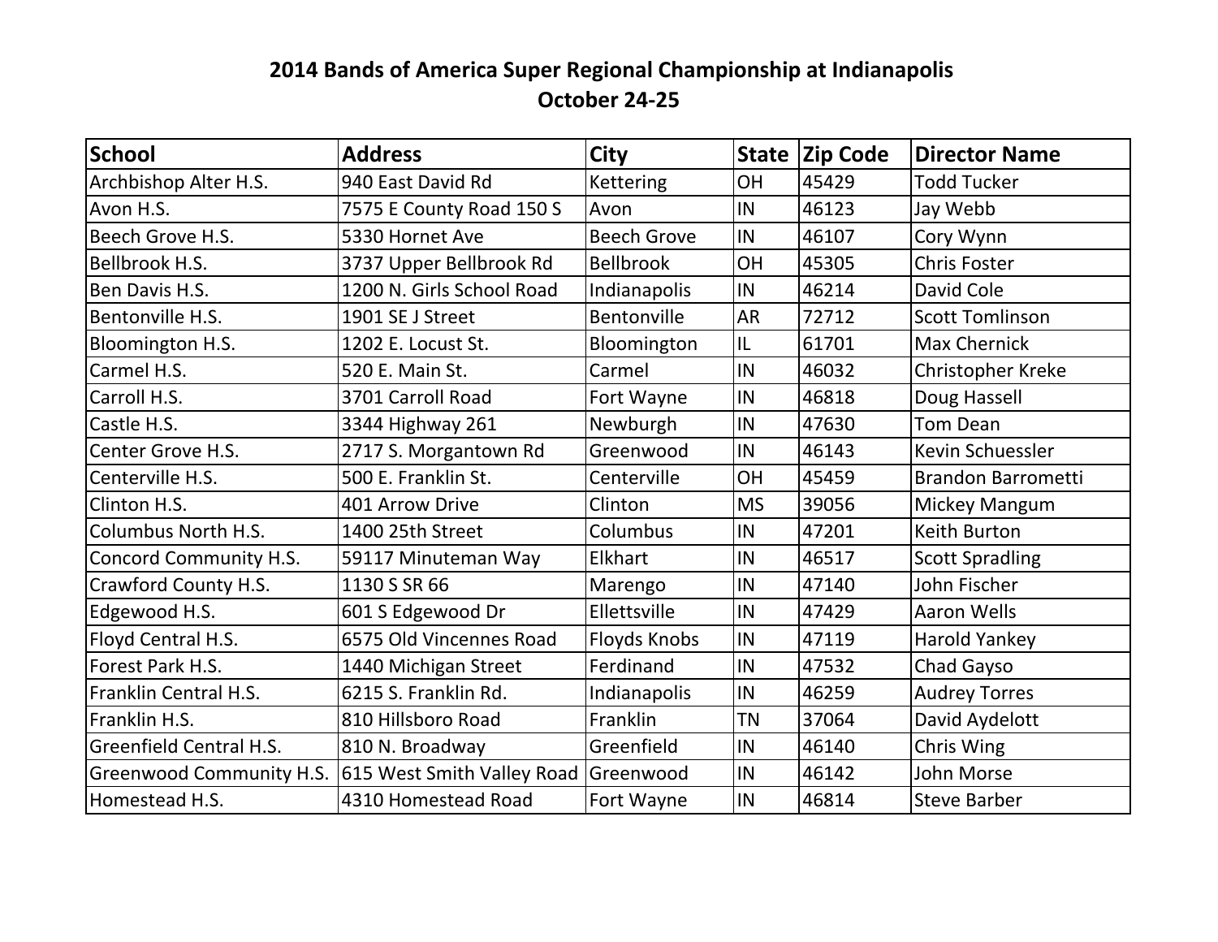# 2014 Bands of America Super Regional Championship at Indianapolis
## October 24-25

| School | Address | City | State | Zip Code | Director Name |
|---|---|---|---|---|---|
| Archbishop Alter H.S. | 940 East David Rd | Kettering | OH | 45429 | Todd Tucker |
| Avon H.S. | 7575 E County Road 150 S | Avon | IN | 46123 | Jay Webb |
| Beech Grove H.S. | 5330 Hornet Ave | Beech Grove | IN | 46107 | Cory Wynn |
| Bellbrook H.S. | 3737 Upper Bellbrook Rd | Bellbrook | OH | 45305 | Chris Foster |
| Ben Davis H.S. | 1200 N. Girls School Road | Indianapolis | IN | 46214 | David Cole |
| Bentonville H.S. | 1901 SE J Street | Bentonville | AR | 72712 | Scott Tomlinson |
| Bloomington H.S. | 1202 E. Locust St. | Bloomington | IL | 61701 | Max Chernick |
| Carmel H.S. | 520 E. Main St. | Carmel | IN | 46032 | Christopher Kreke |
| Carroll H.S. | 3701 Carroll Road | Fort Wayne | IN | 46818 | Doug Hassell |
| Castle H.S. | 3344 Highway 261 | Newburgh | IN | 47630 | Tom Dean |
| Center Grove H.S. | 2717 S. Morgantown Rd | Greenwood | IN | 46143 | Kevin Schuessler |
| Centerville H.S. | 500 E. Franklin St. | Centerville | OH | 45459 | Brandon Barrometti |
| Clinton H.S. | 401 Arrow Drive | Clinton | MS | 39056 | Mickey Mangum |
| Columbus North H.S. | 1400 25th Street | Columbus | IN | 47201 | Keith Burton |
| Concord Community H.S. | 59117 Minuteman Way | Elkhart | IN | 46517 | Scott Spradling |
| Crawford County H.S. | 1130 S SR 66 | Marengo | IN | 47140 | John Fischer |
| Edgewood H.S. | 601 S Edgewood Dr | Ellettsville | IN | 47429 | Aaron Wells |
| Floyd Central H.S. | 6575 Old Vincennes Road | Floyds Knobs | IN | 47119 | Harold Yankey |
| Forest Park H.S. | 1440 Michigan Street | Ferdinand | IN | 47532 | Chad Gayso |
| Franklin Central H.S. | 6215 S. Franklin Rd. | Indianapolis | IN | 46259 | Audrey Torres |
| Franklin H.S. | 810 Hillsboro Road | Franklin | TN | 37064 | David Aydelott |
| Greenfield Central H.S. | 810 N. Broadway | Greenfield | IN | 46140 | Chris Wing |
| Greenwood Community H.S. | 615 West Smith Valley Road | Greenwood | IN | 46142 | John Morse |
| Homestead H.S. | 4310 Homestead Road | Fort Wayne | IN | 46814 | Steve Barber |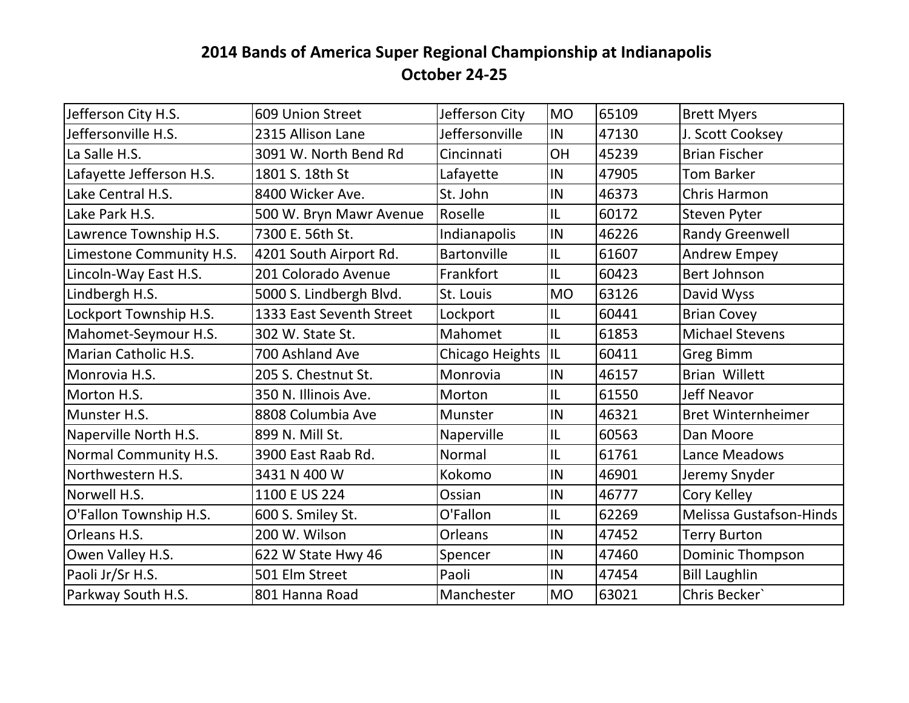# 2014 Bands of America Super Regional Championship at Indianapolis
## October 24-25

| | | | | | |
|---|---|---|---|---|---|
| Jefferson City H.S. | 609 Union Street | Jefferson City | MO | 65109 | Brett Myers |
| Jeffersonville H.S. | 2315 Allison Lane | Jeffersonville | IN | 47130 | J. Scott Cooksey |
| La Salle H.S. | 3091 W. North Bend Rd | Cincinnati | OH | 45239 | Brian Fischer |
| Lafayette Jefferson H.S. | 1801 S. 18th St | Lafayette | IN | 47905 | Tom Barker |
| Lake Central H.S. | 8400 Wicker Ave. | St. John | IN | 46373 | Chris Harmon |
| Lake Park H.S. | 500 W. Bryn Mawr Avenue | Roselle | IL | 60172 | Steven Pyter |
| Lawrence Township H.S. | 7300 E. 56th St. | Indianapolis | IN | 46226 | Randy Greenwell |
| Limestone Community H.S. | 4201 South Airport Rd. | Bartonville | IL | 61607 | Andrew Empey |
| Lincoln-Way East H.S. | 201 Colorado Avenue | Frankfort | IL | 60423 | Bert Johnson |
| Lindbergh H.S. | 5000 S. Lindbergh Blvd. | St. Louis | MO | 63126 | David Wyss |
| Lockport Township H.S. | 1333 East Seventh Street | Lockport | IL | 60441 | Brian Covey |
| Mahomet-Seymour H.S. | 302 W. State St. | Mahomet | IL | 61853 | Michael Stevens |
| Marian Catholic H.S. | 700 Ashland Ave | Chicago Heights | IL | 60411 | Greg Bimm |
| Monrovia H.S. | 205 S. Chestnut St. | Monrovia | IN | 46157 | Brian Willett |
| Morton H.S. | 350 N. Illinois Ave. | Morton | IL | 61550 | Jeff Neavor |
| Munster H.S. | 8808 Columbia Ave | Munster | IN | 46321 | Bret Winternheimer |
| Naperville North H.S. | 899 N. Mill St. | Naperville | IL | 60563 | Dan Moore |
| Normal Community H.S. | 3900 East Raab Rd. | Normal | IL | 61761 | Lance Meadows |
| Northwestern H.S. | 3431 N 400 W | Kokomo | IN | 46901 | Jeremy Snyder |
| Norwell H.S. | 1100 E US 224 | Ossian | IN | 46777 | Cory Kelley |
| O'Fallon Township H.S. | 600 S. Smiley St. | O'Fallon | IL | 62269 | Melissa Gustafson-Hinds |
| Orleans H.S. | 200 W. Wilson | Orleans | IN | 47452 | Terry Burton |
| Owen Valley H.S. | 622 W State Hwy 46 | Spencer | IN | 47460 | Dominic Thompson |
| Paoli Jr/Sr H.S. | 501 Elm Street | Paoli | IN | 47454 | Bill Laughlin |
| Parkway South H.S. | 801 Hanna Road | Manchester | MO | 63021 | Chris Becker` |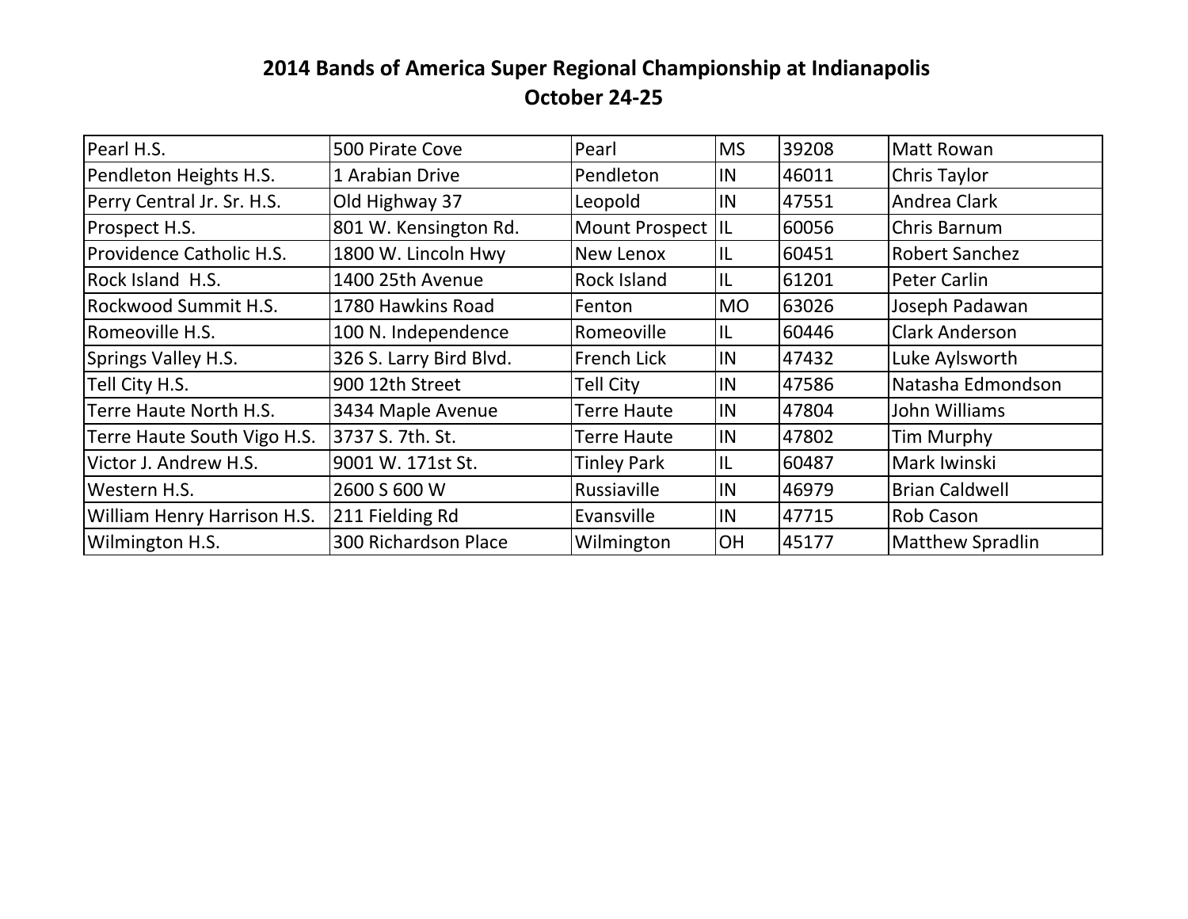**2014 Bands of America Super Regional Championship at Indianapolis**
**October 24-25**

| | | | | | |
|---|---|---|---|---|---|
| Pearl H.S. | 500 Pirate Cove | Pearl | MS | 39208 | Matt Rowan |
| Pendleton Heights H.S. | 1 Arabian Drive | Pendleton | IN | 46011 | Chris Taylor |
| Perry Central Jr. Sr. H.S. | Old Highway 37 | Leopold | IN | 47551 | Andrea Clark |
| Prospect H.S. | 801 W. Kensington Rd. | Mount Prospect | IL | 60056 | Chris Barnum |
| Providence Catholic H.S. | 1800 W. Lincoln Hwy | New Lenox | IL | 60451 | Robert Sanchez |
| Rock Island H.S. | 1400 25th Avenue | Rock Island | IL | 61201 | Peter Carlin |
| Rockwood Summit H.S. | 1780 Hawkins Road | Fenton | MO | 63026 | Joseph Padawan |
| Romeoville H.S. | 100 N. Independence | Romeoville | IL | 60446 | Clark Anderson |
| Springs Valley H.S. | 326 S. Larry Bird Blvd. | French Lick | IN | 47432 | Luke Aylsworth |
| Tell City H.S. | 900 12th Street | Tell City | IN | 47586 | Natasha Edmondson |
| Terre Haute North H.S. | 3434 Maple Avenue | Terre Haute | IN | 47804 | John Williams |
| Terre Haute South Vigo H.S. | 3737 S. 7th. St. | Terre Haute | IN | 47802 | Tim Murphy |
| Victor J. Andrew H.S. | 9001 W. 171st St. | Tinley Park | IL | 60487 | Mark Iwinski |
| Western H.S. | 2600 S 600 W | Russiaville | IN | 46979 | Brian Caldwell |
| William Henry Harrison H.S. | 211 Fielding Rd | Evansville | IN | 47715 | Rob Cason |
| Wilmington H.S. | 300 Richardson Place | Wilmington | OH | 45177 | Matthew Spradlin |